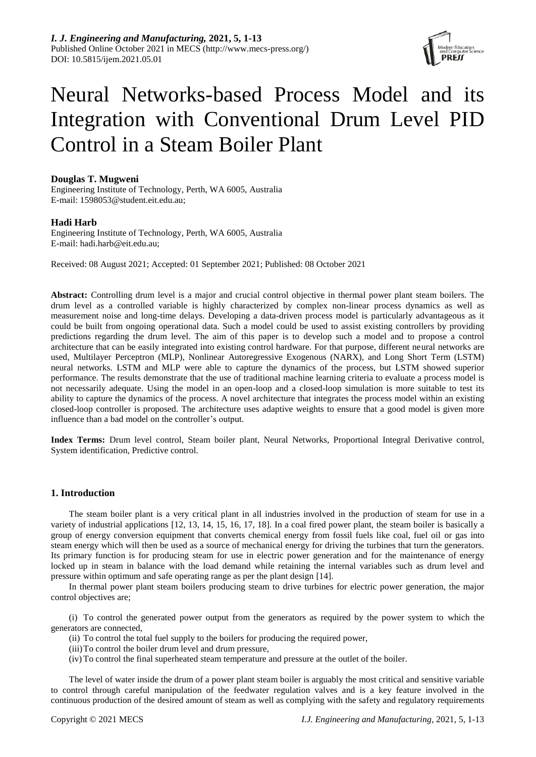# Neural Networks-based Process Model and its Integration with Conventional Drum Level PID Control in a Steam Boiler Plant

**Douglas T. Mugweni**

Engineering Institute of Technology, Perth, WA 6005, Australia
E-mail: 1598053@student.eit.edu.au;

**Hadi Harb**

Engineering Institute of Technology, Perth, WA 6005, Australia
E-mail: hadi.harb@eit.edu.au;

Received: 08 August 2021; Accepted: 01 September 2021; Published: 08 October 2021

**Abstract:** Controlling drum level is a major and crucial control objective in thermal power plant steam boilers. The drum level as a controlled variable is highly characterized by complex non-linear process dynamics as well as measurement noise and long-time delays. Developing a data-driven process model is particularly advantageous as it could be built from ongoing operational data. Such a model could be used to assist existing controllers by providing predictions regarding the drum level. The aim of this paper is to develop such a model and to propose a control architecture that can be easily integrated into existing control hardware. For that purpose, different neural networks are used, Multilayer Perceptron (MLP), Nonlinear Autoregressive Exogenous (NARX), and Long Short Term (LSTM) neural networks. LSTM and MLP were able to capture the dynamics of the process, but LSTM showed superior performance. The results demonstrate that the use of traditional machine learning criteria to evaluate a process model is not necessarily adequate. Using the model in an open-loop and a closed-loop simulation is more suitable to test its ability to capture the dynamics of the process. A novel architecture that integrates the process model within an existing closed-loop controller is proposed. The architecture uses adaptive weights to ensure that a good model is given more influence than a bad model on the controller's output.

**Index Terms:** Drum level control, Steam boiler plant, Neural Networks, Proportional Integral Derivative control, System identification, Predictive control.

## 1. Introduction

The steam boiler plant is a very critical plant in all industries involved in the production of steam for use in a variety of industrial applications [12, 13, 14, 15, 16, 17, 18]. In a coal fired power plant, the steam boiler is basically a group of energy conversion equipment that converts chemical energy from fossil fuels like coal, fuel oil or gas into steam energy which will then be used as a source of mechanical energy for driving the turbines that turn the generators. Its primary function is for producing steam for use in electric power generation and for the maintenance of energy locked up in steam in balance with the load demand while retaining the internal variables such as drum level and pressure within optimum and safe operating range as per the plant design [14].

In thermal power plant steam boilers producing steam to drive turbines for electric power generation, the major control objectives are;

(i) To control the generated power output from the generators as required by the power system to which the generators are connected,

(ii) To control the total fuel supply to the boilers for producing the required power,

(iii) To control the boiler drum level and drum pressure,

(iv) To control the final superheated steam temperature and pressure at the outlet of the boiler.

The level of water inside the drum of a power plant steam boiler is arguably the most critical and sensitive variable to control through careful manipulation of the feedwater regulation valves and is a key feature involved in the continuous production of the desired amount of steam as well as complying with the safety and regulatory requirements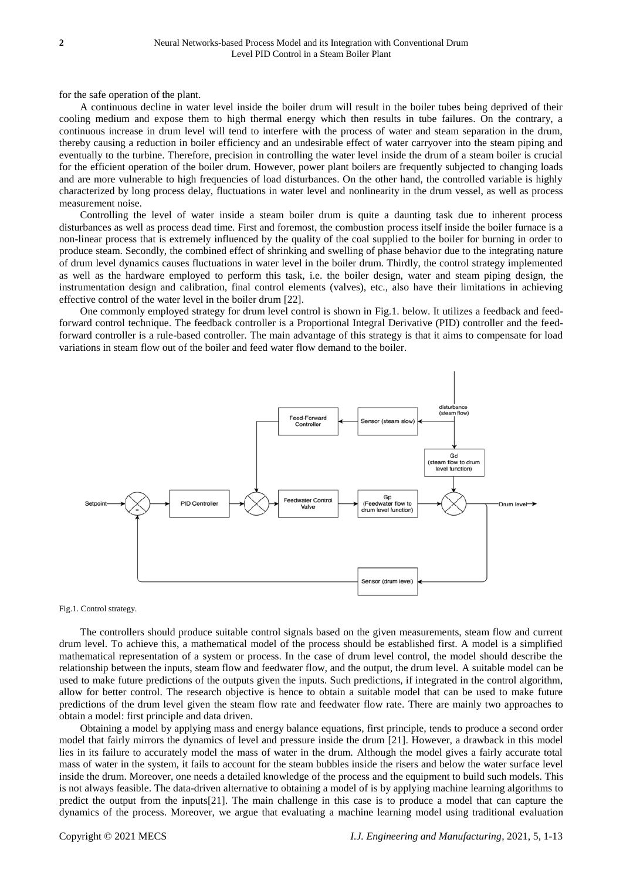for the safe operation of the plant.

A continuous decline in water level inside the boiler drum will result in the boiler tubes being deprived of their cooling medium and expose them to high thermal energy which then results in tube failures. On the contrary, a continuous increase in drum level will tend to interfere with the process of water and steam separation in the drum, thereby causing a reduction in boiler efficiency and an undesirable effect of water carryover into the steam piping and eventually to the turbine. Therefore, precision in controlling the water level inside the drum of a steam boiler is crucial for the efficient operation of the boiler drum. However, power plant boilers are frequently subjected to changing loads and are more vulnerable to high frequencies of load disturbances. On the other hand, the controlled variable is highly characterized by long process delay, fluctuations in water level and nonlinearity in the drum vessel, as well as process measurement noise.

Controlling the level of water inside a steam boiler drum is quite a daunting task due to inherent process disturbances as well as process dead time. First and foremost, the combustion process itself inside the boiler furnace is a non-linear process that is extremely influenced by the quality of the coal supplied to the boiler for burning in order to produce steam. Secondly, the combined effect of shrinking and swelling of phase behavior due to the integrating nature of drum level dynamics causes fluctuations in water level in the boiler drum. Thirdly, the control strategy implemented as well as the hardware employed to perform this task, i.e. the boiler design, water and steam piping design, the instrumentation design and calibration, final control elements (valves), etc., also have their limitations in achieving effective control of the water level in the boiler drum [22].

One commonly employed strategy for drum level control is shown in Fig.1. below. It utilizes a feedback and feed-forward control technique. The feedback controller is a Proportional Integral Derivative (PID) controller and the feed-forward controller is a rule-based controller. The main advantage of this strategy is that it aims to compensate for load variations in steam flow out of the boiler and feed water flow demand to the boiler.

Fig.1. Control strategy.

The controllers should produce suitable control signals based on the given measurements, steam flow and current drum level. To achieve this, a mathematical model of the process should be established first. A model is a simplified mathematical representation of a system or process. In the case of drum level control, the model should describe the relationship between the inputs, steam flow and feedwater flow, and the output, the drum level. A suitable model can be used to make future predictions of the outputs given the inputs. Such predictions, if integrated in the control algorithm, allow for better control. The research objective is hence to obtain a suitable model that can be used to make future predictions of the drum level given the steam flow rate and feedwater flow rate. There are mainly two approaches to obtain a model: first principle and data driven.

Obtaining a model by applying mass and energy balance equations, first principle, tends to produce a second order model that fairly mirrors the dynamics of level and pressure inside the drum [21]. However, a drawback in this model lies in its failure to accurately model the mass of water in the drum. Although the model gives a fairly accurate total mass of water in the system, it fails to account for the steam bubbles inside the risers and below the water surface level inside the drum. Moreover, one needs a detailed knowledge of the process and the equipment to build such models. This is not always feasible. The data-driven alternative to obtaining a model of is by applying machine learning algorithms to predict the output from the inputs[21]. The main challenge in this case is to produce a model that can capture the dynamics of the process. Moreover, we argue that evaluating a machine learning model using traditional evaluation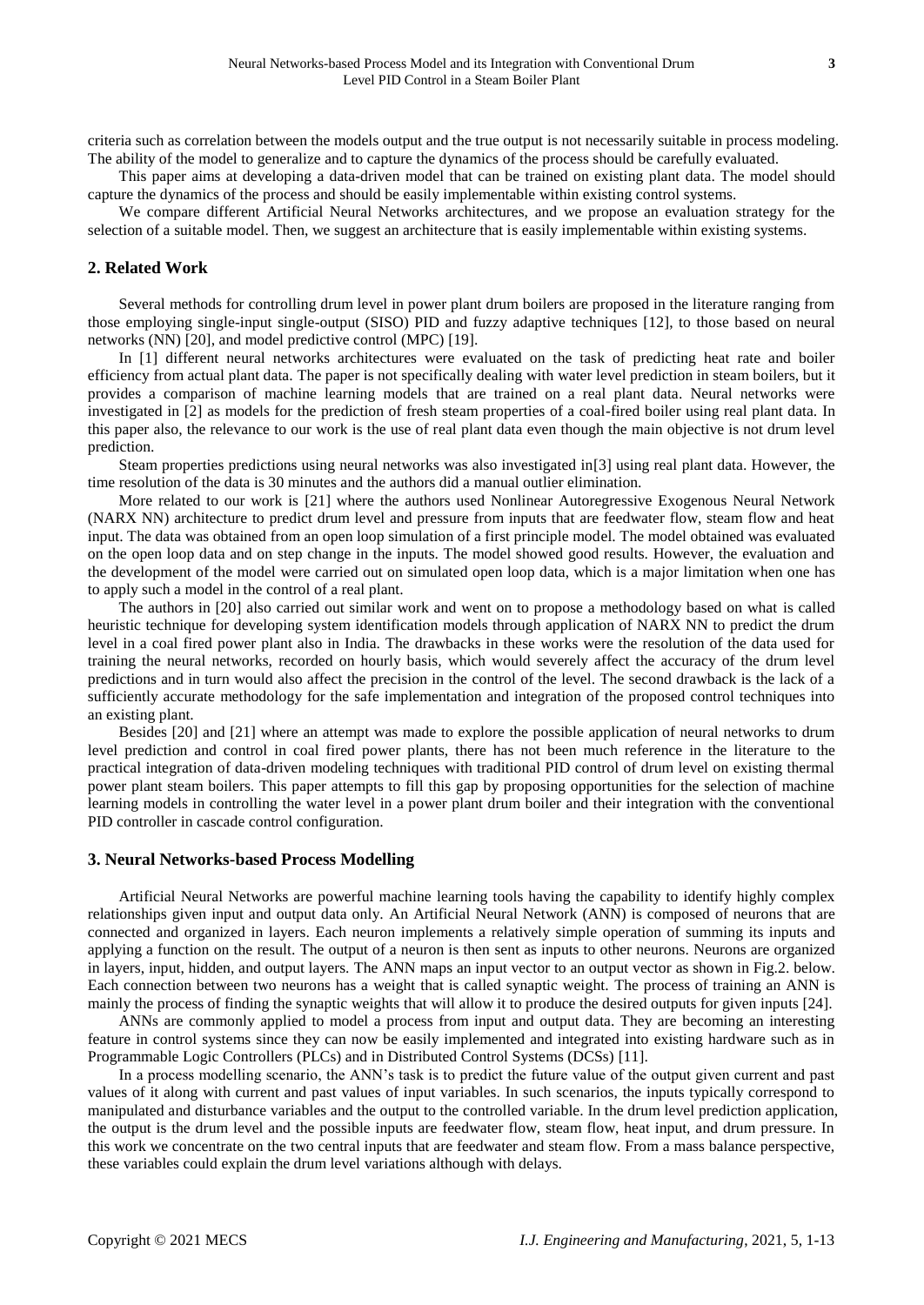criteria such as correlation between the models output and the true output is not necessarily suitable in process modeling. The ability of the model to generalize and to capture the dynamics of the process should be carefully evaluated.

This paper aims at developing a data-driven model that can be trained on existing plant data. The model should capture the dynamics of the process and should be easily implementable within existing control systems.

We compare different Artificial Neural Networks architectures, and we propose an evaluation strategy for the selection of a suitable model. Then, we suggest an architecture that is easily implementable within existing systems.

## 2. Related Work

Several methods for controlling drum level in power plant drum boilers are proposed in the literature ranging from those employing single-input single-output (SISO) PID and fuzzy adaptive techniques [12], to those based on neural networks (NN) [20], and model predictive control (MPC) [19].

In [1] different neural networks architectures were evaluated on the task of predicting heat rate and boiler efficiency from actual plant data. The paper is not specifically dealing with water level prediction in steam boilers, but it provides a comparison of machine learning models that are trained on a real plant data. Neural networks were investigated in [2] as models for the prediction of fresh steam properties of a coal-fired boiler using real plant data. In this paper also, the relevance to our work is the use of real plant data even though the main objective is not drum level prediction.

Steam properties predictions using neural networks was also investigated in[3] using real plant data. However, the time resolution of the data is 30 minutes and the authors did a manual outlier elimination.

More related to our work is [21] where the authors used Nonlinear Autoregressive Exogenous Neural Network (NARX NN) architecture to predict drum level and pressure from inputs that are feedwater flow, steam flow and heat input. The data was obtained from an open loop simulation of a first principle model. The model obtained was evaluated on the open loop data and on step change in the inputs. The model showed good results. However, the evaluation and the development of the model were carried out on simulated open loop data, which is a major limitation when one has to apply such a model in the control of a real plant.

The authors in [20] also carried out similar work and went on to propose a methodology based on what is called heuristic technique for developing system identification models through application of NARX NN to predict the drum level in a coal fired power plant also in India. The drawbacks in these works were the resolution of the data used for training the neural networks, recorded on hourly basis, which would severely affect the accuracy of the drum level predictions and in turn would also affect the precision in the control of the level. The second drawback is the lack of a sufficiently accurate methodology for the safe implementation and integration of the proposed control techniques into an existing plant.

Besides [20] and [21] where an attempt was made to explore the possible application of neural networks to drum level prediction and control in coal fired power plants, there has not been much reference in the literature to the practical integration of data-driven modeling techniques with traditional PID control of drum level on existing thermal power plant steam boilers. This paper attempts to fill this gap by proposing opportunities for the selection of machine learning models in controlling the water level in a power plant drum boiler and their integration with the conventional PID controller in cascade control configuration.

## 3. Neural Networks-based Process Modelling

Artificial Neural Networks are powerful machine learning tools having the capability to identify highly complex relationships given input and output data only. An Artificial Neural Network (ANN) is composed of neurons that are connected and organized in layers. Each neuron implements a relatively simple operation of summing its inputs and applying a function on the result. The output of a neuron is then sent as inputs to other neurons. Neurons are organized in layers, input, hidden, and output layers. The ANN maps an input vector to an output vector as shown in Fig.2. below. Each connection between two neurons has a weight that is called synaptic weight. The process of training an ANN is mainly the process of finding the synaptic weights that will allow it to produce the desired outputs for given inputs [24].

ANNs are commonly applied to model a process from input and output data. They are becoming an interesting feature in control systems since they can now be easily implemented and integrated into existing hardware such as in Programmable Logic Controllers (PLCs) and in Distributed Control Systems (DCSs) [11].

In a process modelling scenario, the ANN's task is to predict the future value of the output given current and past values of it along with current and past values of input variables. In such scenarios, the inputs typically correspond to manipulated and disturbance variables and the output to the controlled variable. In the drum level prediction application, the output is the drum level and the possible inputs are feedwater flow, steam flow, heat input, and drum pressure. In this work we concentrate on the two central inputs that are feedwater and steam flow. From a mass balance perspective, these variables could explain the drum level variations although with delays.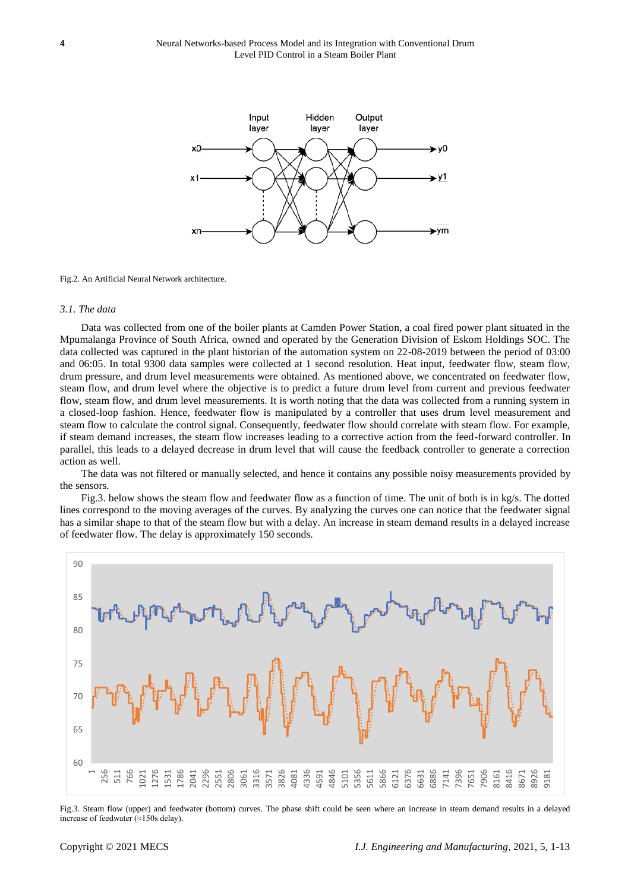Fig.2. An Artificial Neural Network architecture.

### *3.1. The data*

Data was collected from one of the boiler plants at Camden Power Station, a coal fired power plant situated in the Mpumalanga Province of South Africa, owned and operated by the Generation Division of Eskom Holdings SOC. The data collected was captured in the plant historian of the automation system on 22-08-2019 between the period of 03:00 and 06:05. In total 9300 data samples were collected at 1 second resolution. Heat input, feedwater flow, steam flow, drum pressure, and drum level measurements were obtained. As mentioned above, we concentrated on feedwater flow, steam flow, and drum level where the objective is to predict a future drum level from current and previous feedwater flow, steam flow, and drum level measurements. It is worth noting that the data was collected from a running system in a closed-loop fashion. Hence, feedwater flow is manipulated by a controller that uses drum level measurement and steam flow to calculate the control signal. Consequently, feedwater flow should correlate with steam flow. For example, if steam demand increases, the steam flow increases leading to a corrective action from the feed-forward controller. In parallel, this leads to a delayed decrease in drum level that will cause the feedback controller to generate a correction action as well.

The data was not filtered or manually selected, and hence it contains any possible noisy measurements provided by the sensors.

Fig.3. below shows the steam flow and feedwater flow as a function of time. The unit of both is in kg/s. The dotted lines correspond to the moving averages of the curves. By analyzing the curves one can notice that the feedwater signal has a similar shape to that of the steam flow but with a delay. An increase in steam demand results in a delayed increase of feedwater flow. The delay is approximately 150 seconds.

Fig.3. Steam flow (upper) and feedwater (bottom) curves. The phase shift could be seen where an increase in steam demand results in a delayed increase of feedwater (≈150s delay).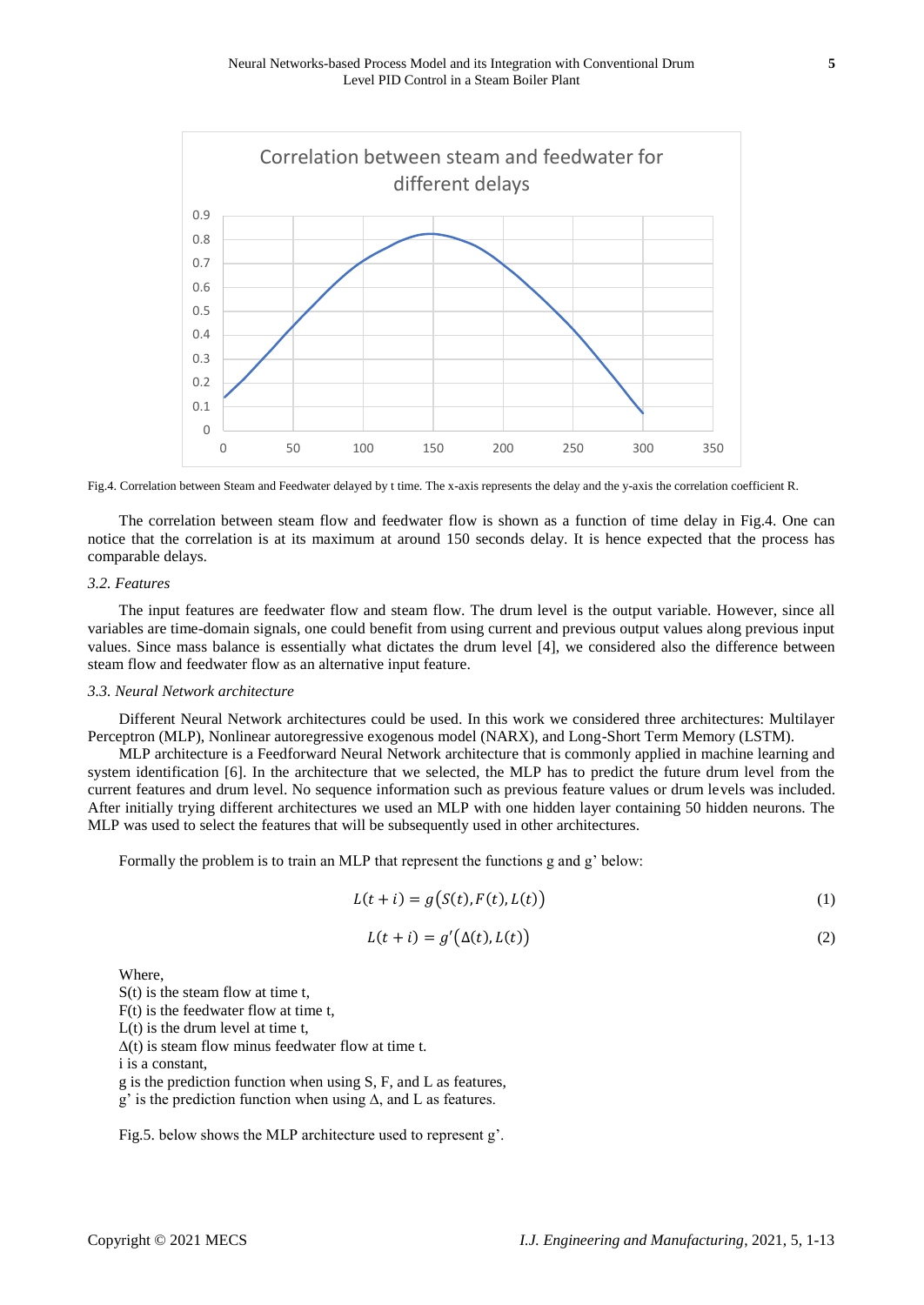Fig.4. Correlation between Steam and Feedwater delayed by t time. The x-axis represents the delay and the y-axis the correlation coefficient R.

The correlation between steam flow and feedwater flow is shown as a function of time delay in Fig.4. One can notice that the correlation is at its maximum at around 150 seconds delay. It is hence expected that the process has comparable delays.

### 3.2. Features

The input features are feedwater flow and steam flow. The drum level is the output variable. However, since all variables are time-domain signals, one could benefit from using current and previous output values along previous input values. Since mass balance is essentially what dictates the drum level [4], we considered also the difference between steam flow and feedwater flow as an alternative input feature.

### 3.3. Neural Network architecture

Different Neural Network architectures could be used. In this work we considered three architectures: Multilayer Perceptron (MLP), Nonlinear autoregressive exogenous model (NARX), and Long-Short Term Memory (LSTM).

MLP architecture is a Feedforward Neural Network architecture that is commonly applied in machine learning and system identification [6]. In the architecture that we selected, the MLP has to predict the future drum level from the current features and drum level. No sequence information such as previous feature values or drum levels was included. After initially trying different architectures we used an MLP with one hidden layer containing 50 hidden neurons. The MLP was used to select the features that will be subsequently used in other architectures.

Formally the problem is to train an MLP that represent the functions g and g' below:

$$L(t+i) = g\big(S(t), F(t), L(t)\big) \tag{1}$$

$$L(t+i) = g'\big(\Delta(t), L(t)\big) \tag{2}$$

Where,
$S(t)$ is the steam flow at time t,
$F(t)$ is the feedwater flow at time t,
$L(t)$ is the drum level at time t,
$\Delta(t)$ is steam flow minus feedwater flow at time t.
i is a constant,
g is the prediction function when using S, F, and L as features,
g' is the prediction function when using $\Delta$, and L as features.

Fig.5. below shows the MLP architecture used to represent g'.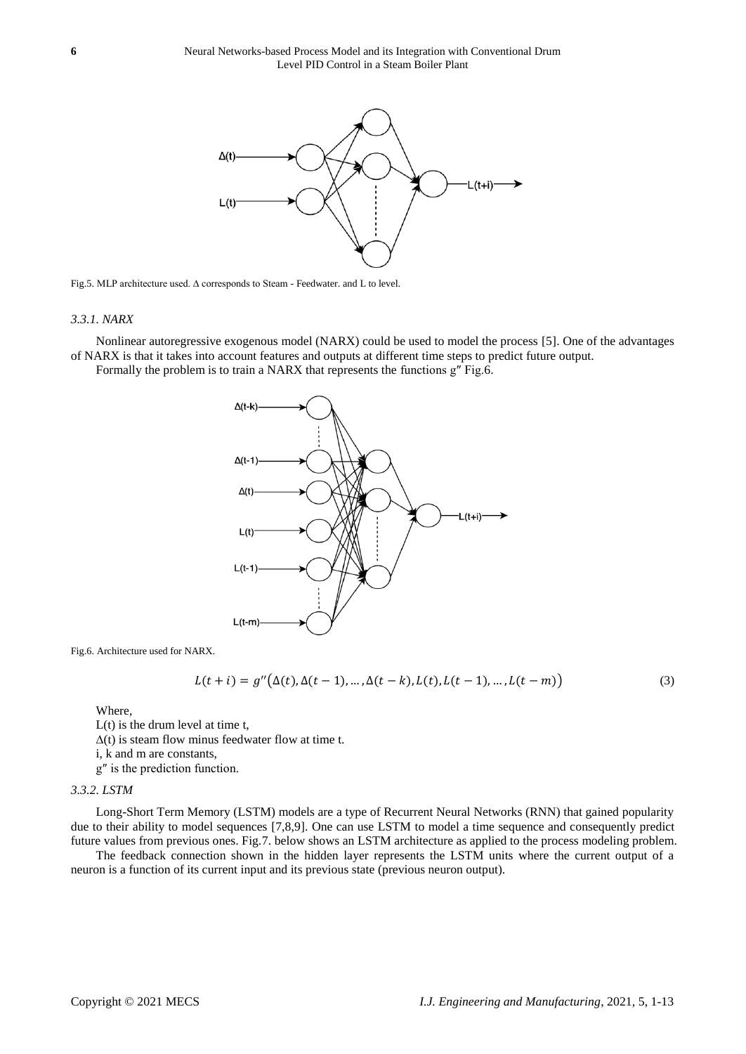Fig.5. MLP architecture used. Δ corresponds to Steam - Feedwater. and L to level.

*3.3.1. NARX*

Nonlinear autoregressive exogenous model (NARX) could be used to model the process [5]. One of the advantages of NARX is that it takes into account features and outputs at different time steps to predict future output.

Formally the problem is to train a NARX that represents the functions $g''$ Fig.6.

Fig.6. Architecture used for NARX.

$$L(t+i) = g''\big(\Delta(t), \Delta(t-1), \ldots, \Delta(t-k), L(t), L(t-1), \ldots, L(t-m)\big) \tag{3}$$

Where,

$L(t)$ is the drum level at time t,

$\Delta(t)$ is steam flow minus feedwater flow at time t.

i, k and m are constants,

$g''$ is the prediction function.

*3.3.2. LSTM*

Long-Short Term Memory (LSTM) models are a type of Recurrent Neural Networks (RNN) that gained popularity due to their ability to model sequences [7,8,9]. One can use LSTM to model a time sequence and consequently predict future values from previous ones. Fig.7. below shows an LSTM architecture as applied to the process modeling problem.

The feedback connection shown in the hidden layer represents the LSTM units where the current output of a neuron is a function of its current input and its previous state (previous neuron output).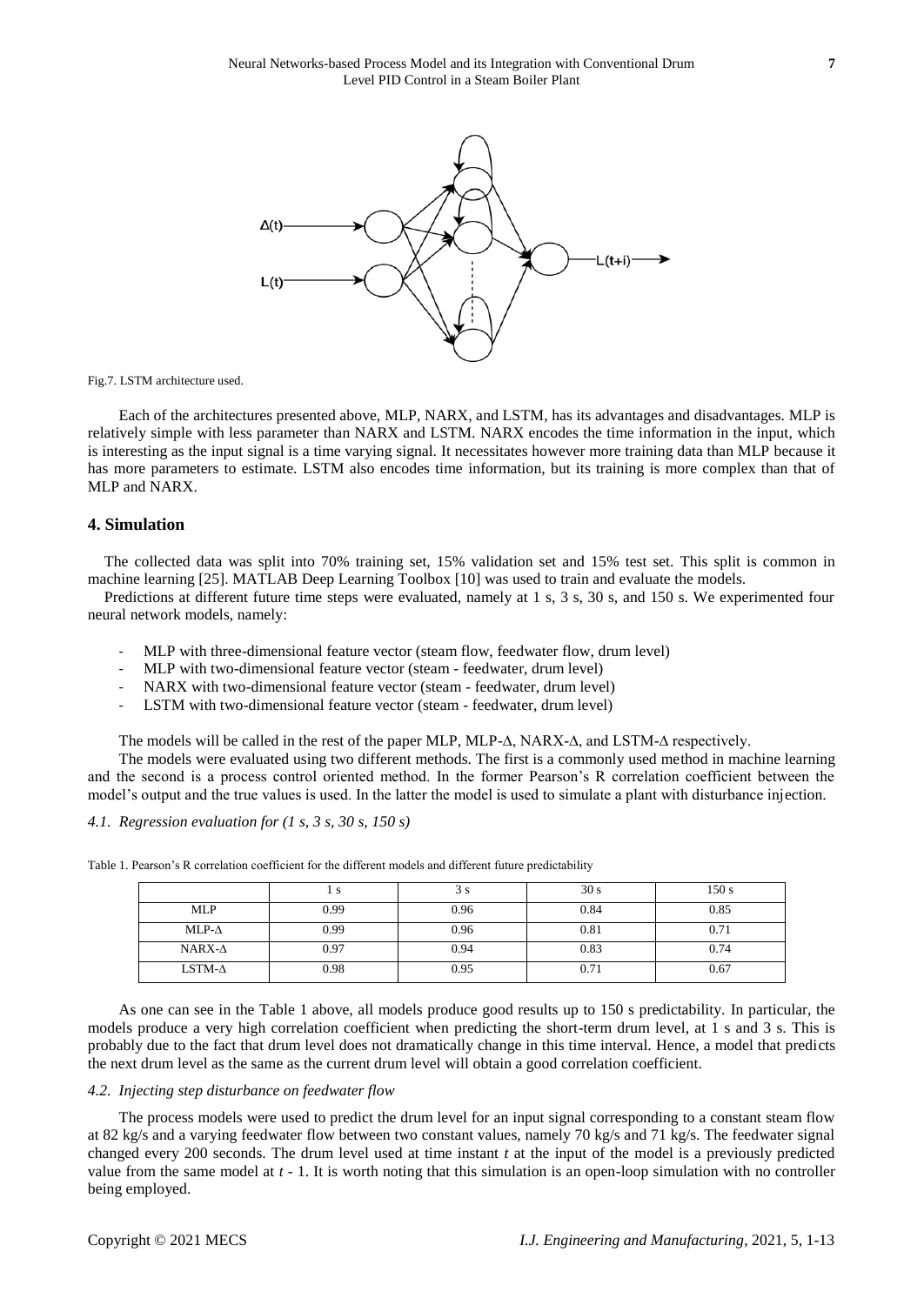Fig.7. LSTM architecture used.

Each of the architectures presented above, MLP, NARX, and LSTM, has its advantages and disadvantages. MLP is relatively simple with less parameter than NARX and LSTM. NARX encodes the time information in the input, which is interesting as the input signal is a time varying signal. It necessitates however more training data than MLP because it has more parameters to estimate. LSTM also encodes time information, but its training is more complex than that of MLP and NARX.

## 4. Simulation

The collected data was split into 70% training set, 15% validation set and 15% test set. This split is common in machine learning [25]. MATLAB Deep Learning Toolbox [10] was used to train and evaluate the models.

Predictions at different future time steps were evaluated, namely at 1 s, 3 s, 30 s, and 150 s. We experimented four neural network models, namely:

- MLP with three-dimensional feature vector (steam flow, feedwater flow, drum level)
- MLP with two-dimensional feature vector (steam - feedwater, drum level)
- NARX with two-dimensional feature vector (steam - feedwater, drum level)
- LSTM with two-dimensional feature vector (steam - feedwater, drum level)

The models will be called in the rest of the paper MLP, MLP-Δ, NARX-Δ, and LSTM-Δ respectively.

The models were evaluated using two different methods. The first is a commonly used method in machine learning and the second is a process control oriented method. In the former Pearson's R correlation coefficient between the model's output and the true values is used. In the latter the model is used to simulate a plant with disturbance injection.

### *4.1. Regression evaluation for (1 s, 3 s, 30 s, 150 s)*

Table 1. Pearson's R correlation coefficient for the different models and different future predictability

| | 1 s | 3 s | 30 s | 150 s |
|---|---|---|---|---|
| MLP | 0.99 | 0.96 | 0.84 | 0.85 |
| MLP-Δ | 0.99 | 0.96 | 0.81 | 0.71 |
| NARX-Δ | 0.97 | 0.94 | 0.83 | 0.74 |
| LSTM-Δ | 0.98 | 0.95 | 0.71 | 0.67 |

As one can see in the Table 1 above, all models produce good results up to 150 s predictability. In particular, the models produce a very high correlation coefficient when predicting the short-term drum level, at 1 s and 3 s. This is probably due to the fact that drum level does not dramatically change in this time interval. Hence, a model that predicts the next drum level as the same as the current drum level will obtain a good correlation coefficient.

### *4.2. Injecting step disturbance on feedwater flow*

The process models were used to predict the drum level for an input signal corresponding to a constant steam flow at 82 kg/s and a varying feedwater flow between two constant values, namely 70 kg/s and 71 kg/s. The feedwater signal changed every 200 seconds. The drum level used at time instant $t$ at the input of the model is a previously predicted value from the same model at $t$ - 1. It is worth noting that this simulation is an open-loop simulation with no controller being employed.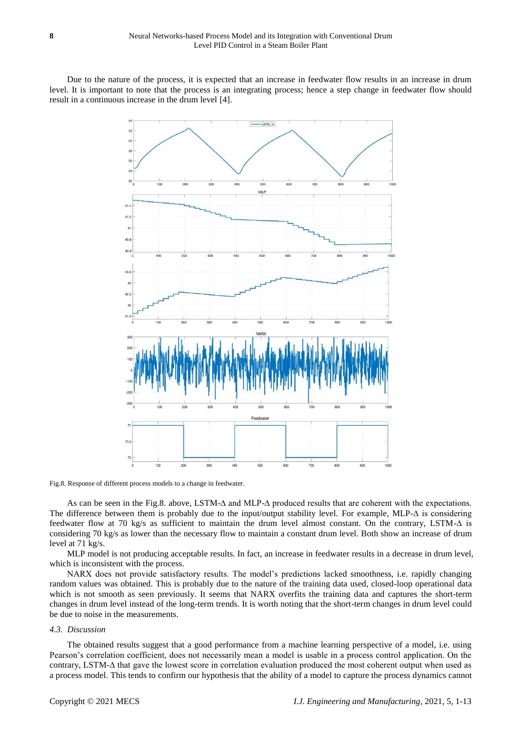Due to the nature of the process, it is expected that an increase in feedwater flow results in an increase in drum level. It is important to note that the process is an integrating process; hence a step change in feedwater flow should result in a continuous increase in the drum level [4].

Fig.8. Response of different process models to a change in feedwater.

As can be seen in the Fig.8. above, LSTM-Δ and MLP-Δ produced results that are coherent with the expectations. The difference between them is probably due to the input/output stability level. For example, MLP-Δ is considering feedwater flow at 70 kg/s as sufficient to maintain the drum level almost constant. On the contrary, LSTM-Δ is considering 70 kg/s as lower than the necessary flow to maintain a constant drum level. Both show an increase of drum level at 71 kg/s.

MLP model is not producing acceptable results. In fact, an increase in feedwater results in a decrease in drum level, which is inconsistent with the process.

NARX does not provide satisfactory results. The model's predictions lacked smoothness, i.e. rapidly changing random values was obtained. This is probably due to the nature of the training data used, closed-loop operational data which is not smooth as seen previously. It seems that NARX overfits the training data and captures the short-term changes in drum level instead of the long-term trends. It is worth noting that the short-term changes in drum level could be due to noise in the measurements.

### 4.3. Discussion

The obtained results suggest that a good performance from a machine learning perspective of a model, i.e. using Pearson's correlation coefficient, does not necessarily mean a model is usable in a process control application. On the contrary, LSTM-Δ that gave the lowest score in correlation evaluation produced the most coherent output when used as a process model. This tends to confirm our hypothesis that the ability of a model to capture the process dynamics cannot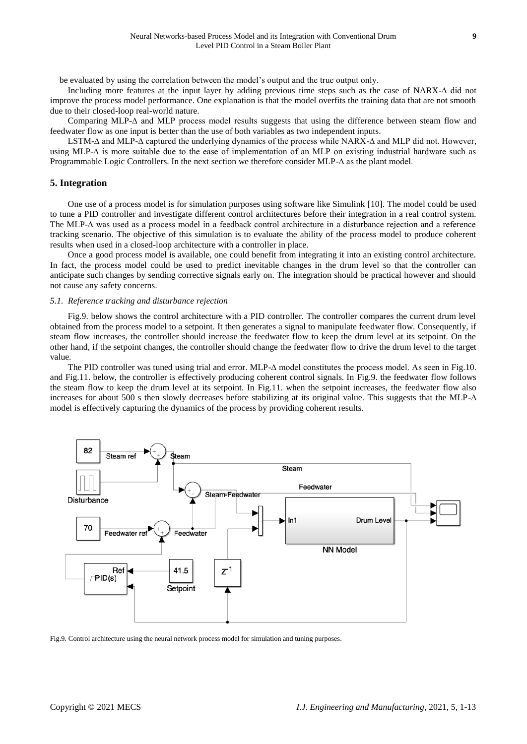be evaluated by using the correlation between the model's output and the true output only.

Including more features at the input layer by adding previous time steps such as the case of NARX-Δ did not improve the process model performance. One explanation is that the model overfits the training data that are not smooth due to their closed-loop real-world nature.

Comparing MLP-Δ and MLP process model results suggests that using the difference between steam flow and feedwater flow as one input is better than the use of both variables as two independent inputs.

LSTM-Δ and MLP-Δ captured the underlying dynamics of the process while NARX-Δ and MLP did not. However, using MLP-Δ is more suitable due to the ease of implementation of an MLP on existing industrial hardware such as Programmable Logic Controllers. In the next section we therefore consider MLP-Δ as the plant model.

## 5. Integration

One use of a process model is for simulation purposes using software like Simulink [10]. The model could be used to tune a PID controller and investigate different control architectures before their integration in a real control system. The MLP-Δ was used as a process model in a feedback control architecture in a disturbance rejection and a reference tracking scenario. The objective of this simulation is to evaluate the ability of the process model to produce coherent results when used in a closed-loop architecture with a controller in place.

Once a good process model is available, one could benefit from integrating it into an existing control architecture. In fact, the process model could be used to predict inevitable changes in the drum level so that the controller can anticipate such changes by sending corrective signals early on. The integration should be practical however and should not cause any safety concerns.

### *5.1. Reference tracking and disturbance rejection*

Fig.9. below shows the control architecture with a PID controller. The controller compares the current drum level obtained from the process model to a setpoint. It then generates a signal to manipulate feedwater flow. Consequently, if steam flow increases, the controller should increase the feedwater flow to keep the drum level at its setpoint. On the other hand, if the setpoint changes, the controller should change the feedwater flow to drive the drum level to the target value.

The PID controller was tuned using trial and error. MLP-Δ model constitutes the process model. As seen in Fig.10. and Fig.11. below, the controller is effectively producing coherent control signals. In Fig.9. the feedwater flow follows the steam flow to keep the drum level at its setpoint. In Fig.11. when the setpoint increases, the feedwater flow also increases for about 500 s then slowly decreases before stabilizing at its original value. This suggests that the MLP-Δ model is effectively capturing the dynamics of the process by providing coherent results.

Fig.9. Control architecture using the neural network process model for simulation and tuning purposes.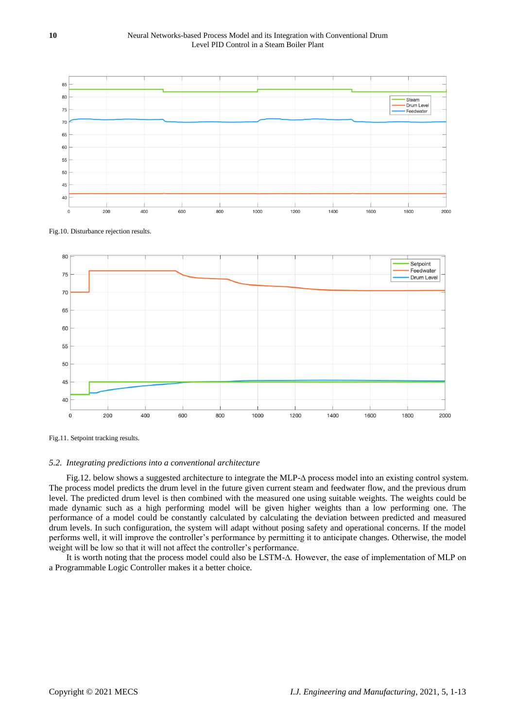Fig.10. Disturbance rejection results.

Fig.11. Setpoint tracking results.

### *5.2. Integrating predictions into a conventional architecture*

Fig.12. below shows a suggested architecture to integrate the MLP-Δ process model into an existing control system. The process model predicts the drum level in the future given current steam and feedwater flow, and the previous drum level. The predicted drum level is then combined with the measured one using suitable weights. The weights could be made dynamic such as a high performing model will be given higher weights than a low performing one. The performance of a model could be constantly calculated by calculating the deviation between predicted and measured drum levels. In such configuration, the system will adapt without posing safety and operational concerns. If the model performs well, it will improve the controller's performance by permitting it to anticipate changes. Otherwise, the model weight will be low so that it will not affect the controller's performance.

It is worth noting that the process model could also be LSTM-Δ. However, the ease of implementation of MLP on a Programmable Logic Controller makes it a better choice.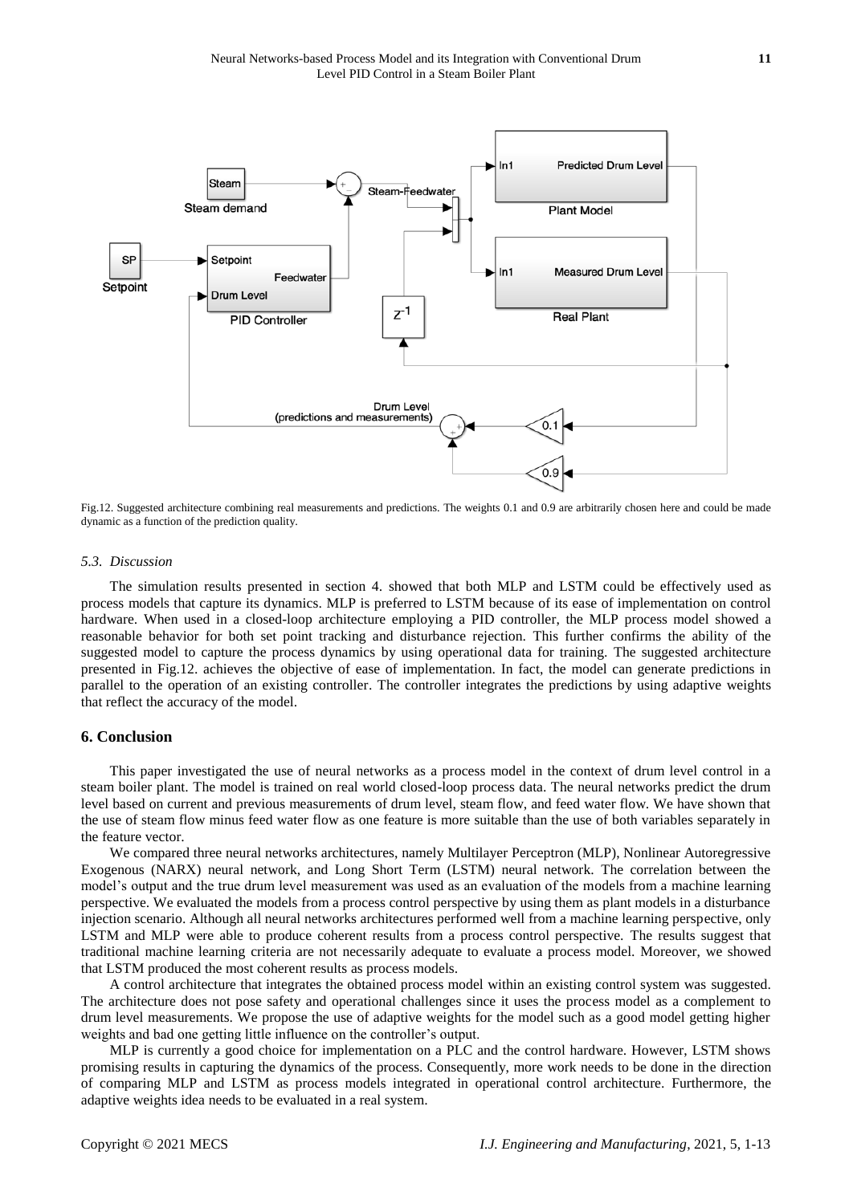Fig.12. Suggested architecture combining real measurements and predictions. The weights 0.1 and 0.9 are arbitrarily chosen here and could be made dynamic as a function of the prediction quality.

### *5.3. Discussion*

The simulation results presented in section 4. showed that both MLP and LSTM could be effectively used as process models that capture its dynamics. MLP is preferred to LSTM because of its ease of implementation on control hardware. When used in a closed-loop architecture employing a PID controller, the MLP process model showed a reasonable behavior for both set point tracking and disturbance rejection. This further confirms the ability of the suggested model to capture the process dynamics by using operational data for training. The suggested architecture presented in Fig.12. achieves the objective of ease of implementation. In fact, the model can generate predictions in parallel to the operation of an existing controller. The controller integrates the predictions by using adaptive weights that reflect the accuracy of the model.

## 6. Conclusion

This paper investigated the use of neural networks as a process model in the context of drum level control in a steam boiler plant. The model is trained on real world closed-loop process data. The neural networks predict the drum level based on current and previous measurements of drum level, steam flow, and feed water flow. We have shown that the use of steam flow minus feed water flow as one feature is more suitable than the use of both variables separately in the feature vector.

We compared three neural networks architectures, namely Multilayer Perceptron (MLP), Nonlinear Autoregressive Exogenous (NARX) neural network, and Long Short Term (LSTM) neural network. The correlation between the model's output and the true drum level measurement was used as an evaluation of the models from a machine learning perspective. We evaluated the models from a process control perspective by using them as plant models in a disturbance injection scenario. Although all neural networks architectures performed well from a machine learning perspective, only LSTM and MLP were able to produce coherent results from a process control perspective. The results suggest that traditional machine learning criteria are not necessarily adequate to evaluate a process model. Moreover, we showed that LSTM produced the most coherent results as process models.

A control architecture that integrates the obtained process model within an existing control system was suggested. The architecture does not pose safety and operational challenges since it uses the process model as a complement to drum level measurements. We propose the use of adaptive weights for the model such as a good model getting higher weights and bad one getting little influence on the controller's output.

MLP is currently a good choice for implementation on a PLC and the control hardware. However, LSTM shows promising results in capturing the dynamics of the process. Consequently, more work needs to be done in the direction of comparing MLP and LSTM as process models integrated in operational control architecture. Furthermore, the adaptive weights idea needs to be evaluated in a real system.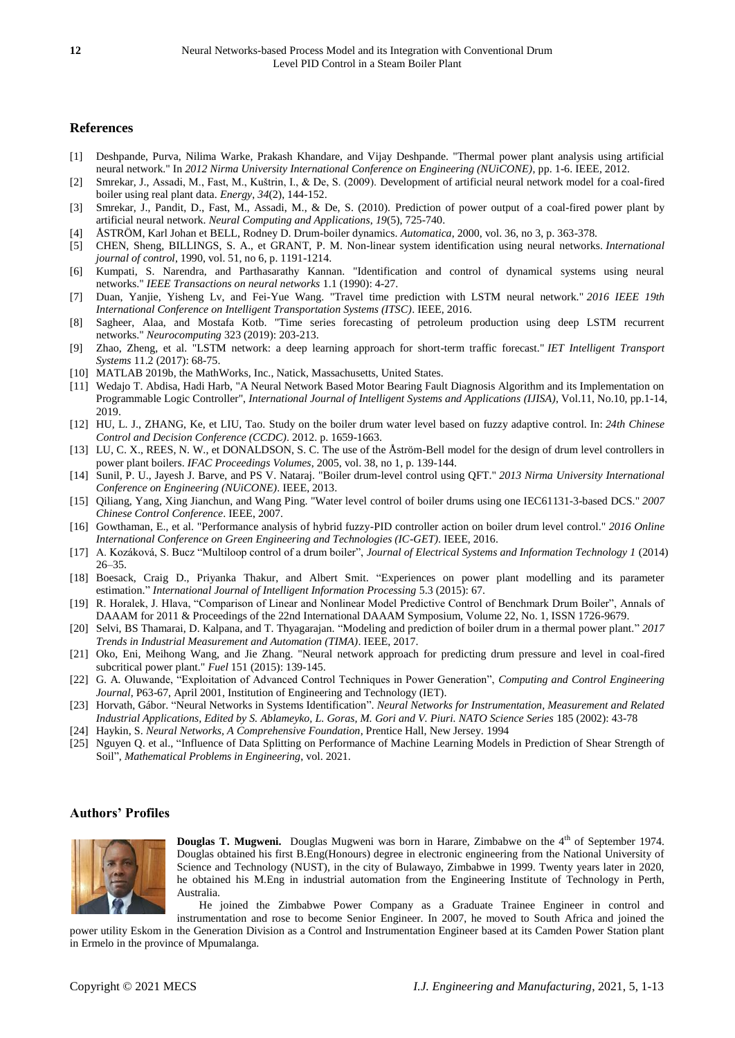## References

[1] Deshpande, Purva, Nilima Warke, Prakash Khandare, and Vijay Deshpande. "Thermal power plant analysis using artificial neural network." In *2012 Nirma University International Conference on Engineering (NUiCONE)*, pp. 1-6. IEEE, 2012.

[2] Smrekar, J., Assadi, M., Fast, M., Kuštrin, I., & De, S. (2009). Development of artificial neural network model for a coal-fired boiler using real plant data. *Energy*, *34*(2), 144-152.

[3] Smrekar, J., Pandit, D., Fast, M., Assadi, M., & De, S. (2010). Prediction of power output of a coal-fired power plant by artificial neural network. *Neural Computing and Applications*, *19*(5), 725-740.

[4] ÅSTRÖM, Karl Johan et BELL, Rodney D. Drum-boiler dynamics. *Automatica*, 2000, vol. 36, no 3, p. 363-378.

[5] CHEN, Sheng, BILLINGS, S. A., et GRANT, P. M. Non-linear system identification using neural networks. *International journal of control*, 1990, vol. 51, no 6, p. 1191-1214.

[6] Kumpati, S. Narendra, and Parthasarathy Kannan. "Identification and control of dynamical systems using neural networks." *IEEE Transactions on neural networks* 1.1 (1990): 4-27.

[7] Duan, Yanjie, Yisheng Lv, and Fei-Yue Wang. "Travel time prediction with LSTM neural network." *2016 IEEE 19th International Conference on Intelligent Transportation Systems (ITSC)*. IEEE, 2016.

[8] Sagheer, Alaa, and Mostafa Kotb. "Time series forecasting of petroleum production using deep LSTM recurrent networks." *Neurocomputing* 323 (2019): 203-213.

[9] Zhao, Zheng, et al. "LSTM network: a deep learning approach for short-term traffic forecast." *IET Intelligent Transport Systems* 11.2 (2017): 68-75.

[10] MATLAB 2019b, the MathWorks, Inc., Natick, Massachusetts, United States.

[11] Wedajo T. Abdisa, Hadi Harb, "A Neural Network Based Motor Bearing Fault Diagnosis Algorithm and its Implementation on Programmable Logic Controller", *International Journal of Intelligent Systems and Applications (IJISA)*, Vol.11, No.10, pp.1-14, 2019.

[12] HU, L. J., ZHANG, Ke, et LIU, Tao. Study on the boiler drum water level based on fuzzy adaptive control. In: *24th Chinese Control and Decision Conference (CCDC)*. 2012. p. 1659-1663.

[13] LU, C. X., REES, N. W., et DONALDSON, S. C. The use of the Åström-Bell model for the design of drum level controllers in power plant boilers. *IFAC Proceedings Volumes*, 2005, vol. 38, no 1, p. 139-144.

[14] Sunil, P. U., Jayesh J. Barve, and PS V. Nataraj. "Boiler drum-level control using QFT." *2013 Nirma University International Conference on Engineering (NUiCONE)*. IEEE, 2013.

[15] Qiliang, Yang, Xing Jianchun, and Wang Ping. "Water level control of boiler drums using one IEC61131-3-based DCS." *2007 Chinese Control Conference*. IEEE, 2007.

[16] Gowthaman, E., et al. "Performance analysis of hybrid fuzzy-PID controller action on boiler drum level control." *2016 Online International Conference on Green Engineering and Technologies (IC-GET)*. IEEE, 2016.

[17] A. Kozáková, S. Bucz "Multiloop control of a drum boiler", *Journal of Electrical Systems and Information Technology 1* (2014) 26–35.

[18] Boesack, Craig D., Priyanka Thakur, and Albert Smit. "Experiences on power plant modelling and its parameter estimation." *International Journal of Intelligent Information Processing* 5.3 (2015): 67.

[19] R. Horalek, J. Hlava, "Comparison of Linear and Nonlinear Model Predictive Control of Benchmark Drum Boiler", Annals of DAAAM for 2011 & Proceedings of the 22nd International DAAAM Symposium, Volume 22, No. 1, ISSN 1726-9679.

[20] Selvi, BS Thamarai, D. Kalpana, and T. Thyagarajan. "Modeling and prediction of boiler drum in a thermal power plant." *2017 Trends in Industrial Measurement and Automation (TIMA)*. IEEE, 2017.

[21] Oko, Eni, Meihong Wang, and Jie Zhang. "Neural network approach for predicting drum pressure and level in coal-fired subcritical power plant." *Fuel* 151 (2015): 139-145.

[22] G. A. Oluwande, "Exploitation of Advanced Control Techniques in Power Generation", *Computing and Control Engineering Journal*, P63-67, April 2001, Institution of Engineering and Technology (IET).

[23] Horvath, Gábor. "Neural Networks in Systems Identification". *Neural Networks for Instrumentation, Measurement and Related Industrial Applications, Edited by S. Ablameyko, L. Goras, M. Gori and V. Piuri. NATO Science Series* 185 (2002): 43-78

[24] Haykin, S. *Neural Networks, A Comprehensive Foundation*, Prentice Hall, New Jersey. 1994

[25] Nguyen Q. et al., "Influence of Data Splitting on Performance of Machine Learning Models in Prediction of Shear Strength of Soil", *Mathematical Problems in Engineering*, vol. 2021.

## Authors' Profiles

**Douglas T. Mugweni.** Douglas Mugweni was born in Harare, Zimbabwe on the 4th of September 1974. Douglas obtained his first B.Eng(Honours) degree in electronic engineering from the National University of Science and Technology (NUST), in the city of Bulawayo, Zimbabwe in 1999. Twenty years later in 2020, he obtained his M.Eng in industrial automation from the Engineering Institute of Technology in Perth, Australia.

He joined the Zimbabwe Power Company as a Graduate Trainee Engineer in control and instrumentation and rose to become Senior Engineer. In 2007, he moved to South Africa and joined the power utility Eskom in the Generation Division as a Control and Instrumentation Engineer based at its Camden Power Station plant in Ermelo in the province of Mpumalanga.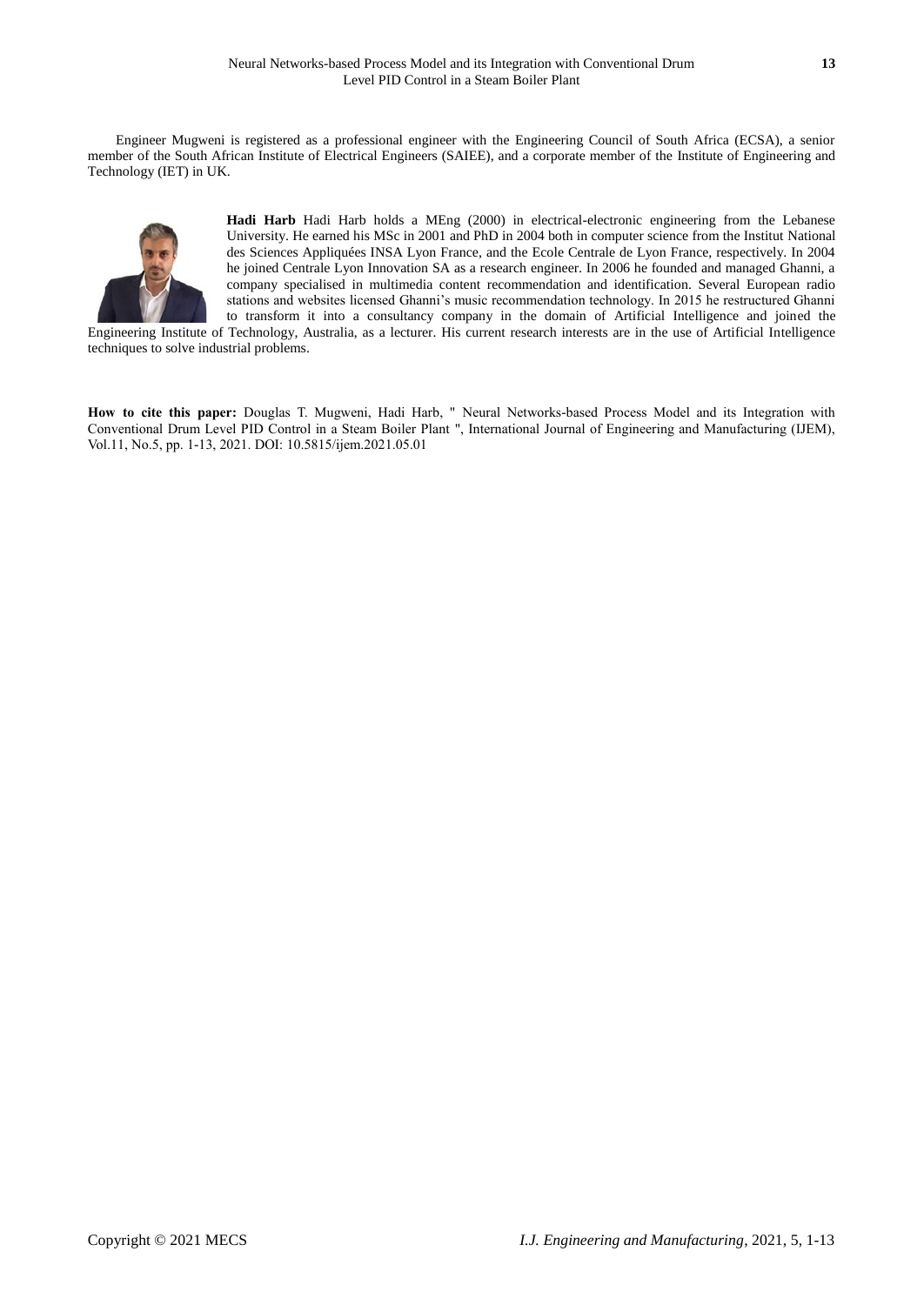Engineer Mugweni is registered as a professional engineer with the Engineering Council of South Africa (ECSA), a senior member of the South African Institute of Electrical Engineers (SAIEE), and a corporate member of the Institute of Engineering and Technology (IET) in UK.

**Hadi Harb** Hadi Harb holds a MEng (2000) in electrical-electronic engineering from the Lebanese University. He earned his MSc in 2001 and PhD in 2004 both in computer science from the Institut National des Sciences Appliquées INSA Lyon France, and the Ecole Centrale de Lyon France, respectively. In 2004 he joined Centrale Lyon Innovation SA as a research engineer. In 2006 he founded and managed Ghanni, a company specialised in multimedia content recommendation and identification. Several European radio stations and websites licensed Ghanni's music recommendation technology. In 2015 he restructured Ghanni to transform it into a consultancy company in the domain of Artificial Intelligence and joined the Engineering Institute of Technology, Australia, as a lecturer. His current research interests are in the use of Artificial Intelligence techniques to solve industrial problems.

**How to cite this paper:** Douglas T. Mugweni, Hadi Harb, " Neural Networks-based Process Model and its Integration with Conventional Drum Level PID Control in a Steam Boiler Plant ", International Journal of Engineering and Manufacturing (IJEM), Vol.11, No.5, pp. 1-13, 2021. DOI: 10.5815/ijem.2021.05.01